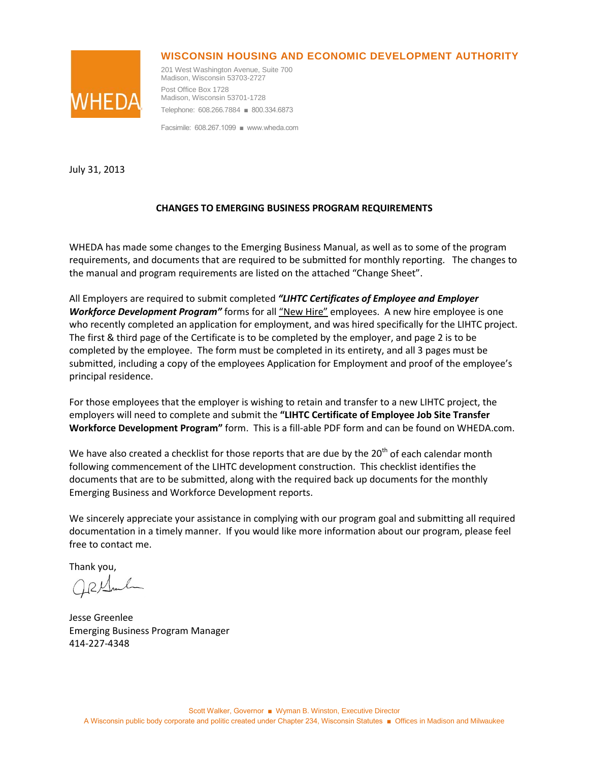**WISCONSIN HOUSING AND ECONOMIC DEVELOPMENT AUTHORITY**

201 West Washington Avenue, Suite 700
Madison, Wisconsin 53703-2727

Post Office Box 1728
Madison, Wisconsin 53701-1728

Telephone: 608.266.7884 ■ 800.334.6873

Facsimile: 608.267.1099 ■ www.wheda.com

July 31, 2013

**CHANGES TO EMERGING BUSINESS PROGRAM REQUIREMENTS**

WHEDA has made some changes to the Emerging Business Manual, as well as to some of the program requirements, and documents that are required to be submitted for monthly reporting. The changes to the manual and program requirements are listed on the attached "Change Sheet".

All Employers are required to submit completed ***"LIHTC Certificates of Employee and Employer Workforce Development Program"*** forms for all "New Hire" employees. A new hire employee is one who recently completed an application for employment, and was hired specifically for the LIHTC project. The first & third page of the Certificate is to be completed by the employer, and page 2 is to be completed by the employee. The form must be completed in its entirety, and all 3 pages must be submitted, including a copy of the employees Application for Employment and proof of the employee's principal residence.

For those employees that the employer is wishing to retain and transfer to a new LIHTC project, the employers will need to complete and submit the **"LIHTC Certificate of Employee Job Site Transfer Workforce Development Program"** form. This is a fill-able PDF form and can be found on WHEDA.com.

We have also created a checklist for those reports that are due by the 20th of each calendar month following commencement of the LIHTC development construction. This checklist identifies the documents that are to be submitted, along with the required back up documents for the monthly Emerging Business and Workforce Development reports.

We sincerely appreciate your assistance in complying with our program goal and submitting all required documentation in a timely manner. If you would like more information about our program, please feel free to contact me.

Thank you,

Jesse Greenlee
Emerging Business Program Manager
414-227-4348

Scott Walker, Governor ■ Wyman B. Winston, Executive Director
A Wisconsin public body corporate and politic created under Chapter 234, Wisconsin Statutes ■ Offices in Madison and Milwaukee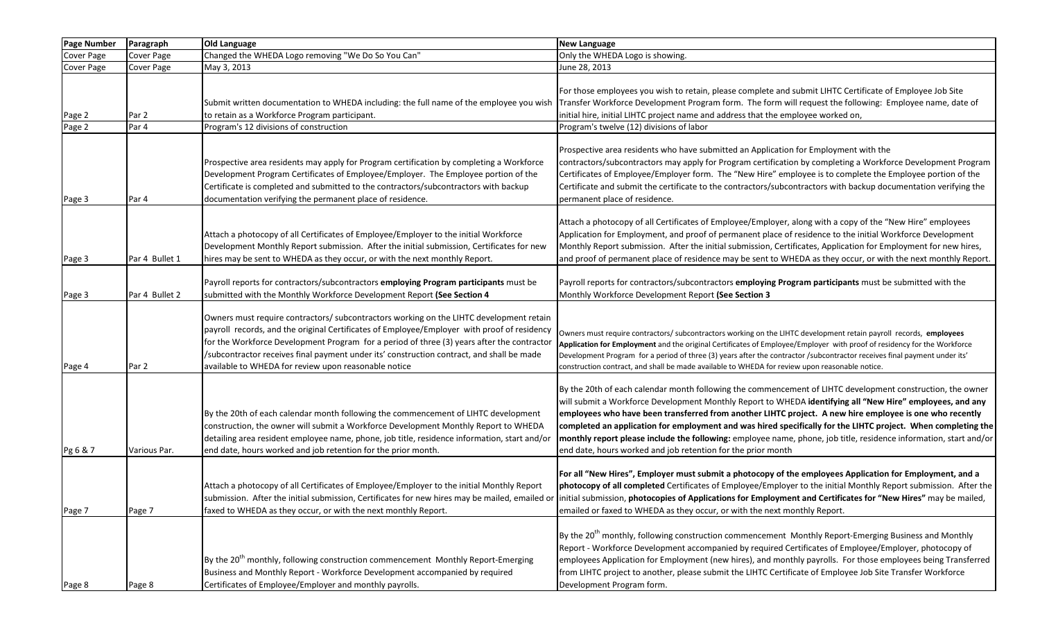| Page Number | Paragraph | Old Language | New Language |
|---|---|---|---|
| Cover Page | Cover Page | Changed the WHEDA Logo removing "We Do So You Can" | Only the WHEDA Logo is showing. |
| Cover Page | Cover Page | May 3, 2013 | June 28, 2013 |
| Page 2 | Par 2 | Submit written documentation to WHEDA including: the full name of the employee you wish to retain as a Workforce Program participant. | For those employees you wish to retain, please complete and submit LIHTC Certificate of Employee Job Site Transfer Workforce Development Program form. The form will request the following: Employee name, date of initial hire, initial LIHTC project name and address that the employee worked on, |
| Page 2 | Par 4 | Program's 12 divisions of construction | Program's twelve (12) divisions of labor |
| Page 3 | Par 4 | Prospective area residents may apply for Program certification by completing a Workforce Development Program Certificates of Employee/Employer. The Employee portion of the Certificate is completed and submitted to the contractors/subcontractors with backup documentation verifying the permanent place of residence. | Prospective area residents who have submitted an Application for Employment with the contractors/subcontractors may apply for Program certification by completing a Workforce Development Program Certificates of Employee/Employer form. The "New Hire" employee is to complete the Employee portion of the Certificate and submit the certificate to the contractors/subcontractors with backup documentation verifying the permanent place of residence. |
| Page 3 | Par 4 Bullet 1 | Attach a photocopy of all Certificates of Employee/Employer to the initial Workforce Development Monthly Report submission. After the initial submission, Certificates for new hires may be sent to WHEDA as they occur, or with the next monthly Report. | Attach a photocopy of all Certificates of Employee/Employer, along with a copy of the "New Hire" employees Application for Employment, and proof of permanent place of residence to the initial Workforce Development Monthly Report submission. After the initial submission, Certificates, Application for Employment for new hires, and proof of permanent place of residence may be sent to WHEDA as they occur, or with the next monthly Report. |
| Page 3 | Par 4 Bullet 2 | Payroll reports for contractors/subcontractors **employing Program participants** must be submitted with the Monthly Workforce Development Report **(See Section 4** | Payroll reports for contractors/subcontractors **employing Program participants** must be submitted with the Monthly Workforce Development Report **(See Section 3** |
| Page 4 | Par 2 | Owners must require contractors/ subcontractors working on the LIHTC development retain payroll records, and the original Certificates of Employee/Employer with proof of residency for the Workforce Development Program for a period of three (3) years after the contractor /subcontractor receives final payment under its' construction contract, and shall be made available to WHEDA for review upon reasonable notice | Owners must require contractors/ subcontractors working on the LIHTC development retain payroll records, **employees Application for Employment** and the original Certificates of Employee/Employer with proof of residency for the Workforce Development Program for a period of three (3) years after the contractor /subcontractor receives final payment under its' construction contract, and shall be made available to WHEDA for review upon reasonable notice. |
| Pg 6 & 7 | Various Par. | By the 20th of each calendar month following the commencement of LIHTC development construction, the owner will submit a Workforce Development Monthly Report to WHEDA detailing area resident employee name, phone, job title, residence information, start and/or end date, hours worked and job retention for the prior month. | By the 20th of each calendar month following the commencement of LIHTC development construction, the owner will submit a Workforce Development Monthly Report to WHEDA **identifying all "New Hire" employees, and any employees who have been transferred from another LIHTC project. A new hire employee is one who recently completed an application for employment and was hired specifically for the LIHTC project. When completing the monthly report please include the following:** employee name, phone, job title, residence information, start and/or end date, hours worked and job retention for the prior month |
| Page 7 | Page 7 | Attach a photocopy of all Certificates of Employee/Employer to the initial Monthly Report submission. After the initial submission, Certificates for new hires may be mailed, emailed or faxed to WHEDA as they occur, or with the next monthly Report. | **For all "New Hires", Employer must submit a photocopy of the employees Application for Employment, and a photocopy of all completed** Certificates of Employee/Employer to the initial Monthly Report submission. After the initial submission, **photocopies of Applications for Employment and Certificates for "New Hires"** may be mailed, emailed or faxed to WHEDA as they occur, or with the next monthly Report. |
| Page 8 | Page 8 | By the 20th monthly, following construction commencement Monthly Report-Emerging Business and Monthly Report - Workforce Development accompanied by required Certificates of Employee/Employer and monthly payrolls. | By the 20th monthly, following construction commencement Monthly Report-Emerging Business and Monthly Report - Workforce Development accompanied by required Certificates of Employee/Employer, photocopy of employees Application for Employment (new hires), and monthly payrolls. For those employees being Transferred from LIHTC project to another, please submit the LIHTC Certificate of Employee Job Site Transfer Workforce Development Program form. |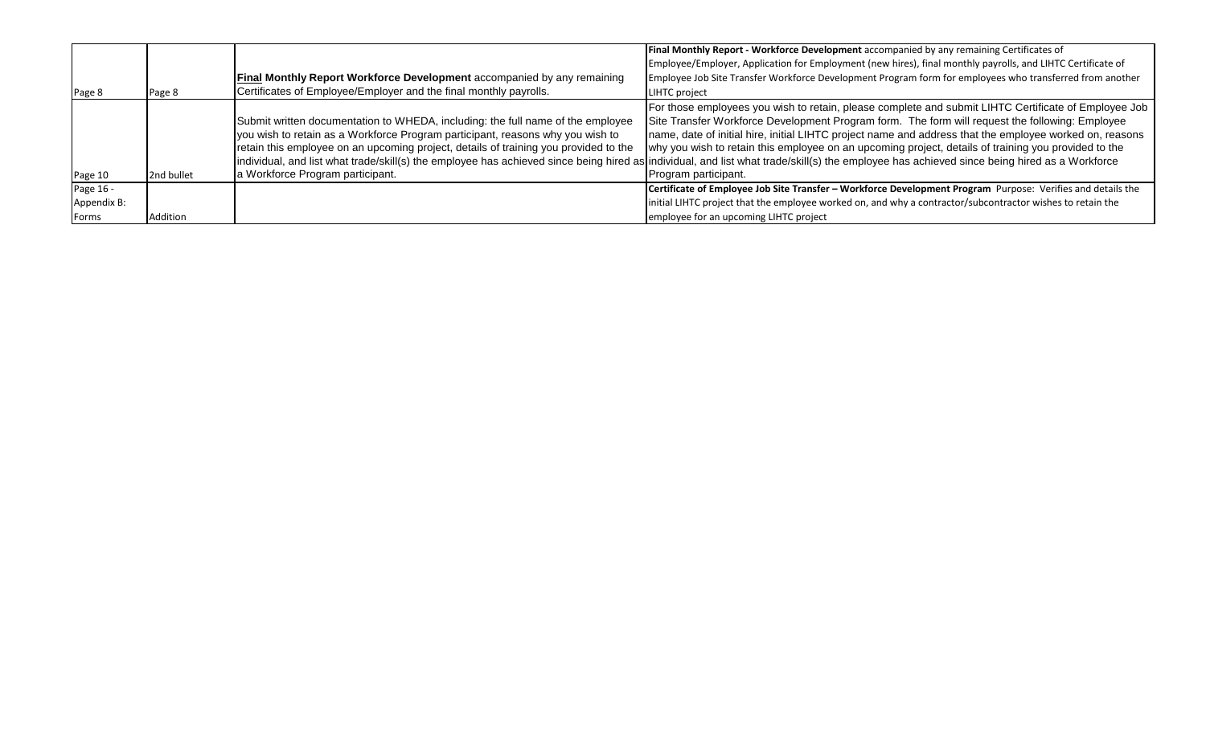| | | | |
|---|---|---|---|
| Page 8 | Page 8 | <u>**Final**</u> **Monthly Report Workforce Development** accompanied by any remaining Certificates of Employee/Employer and the final monthly payrolls. | **Final Monthly Report - Workforce Development** accompanied by any remaining Certificates of Employee/Employer, Application for Employment (new hires), final monthly payrolls, and LIHTC Certificate of Employee Job Site Transfer Workforce Development Program form for employees who transferred from another LIHTC project |
| Page 10 | 2nd bullet | Submit written documentation to WHEDA, including: the full name of the employee you wish to retain as a Workforce Program participant, reasons why you wish to retain this employee on an upcoming project, details of training you provided to the individual, and list what trade/skill(s) the employee has achieved since being hired as a Workforce Program participant. | For those employees you wish to retain, please complete and submit LIHTC Certificate of Employee Job Site Transfer Workforce Development Program form. The form will request the following: Employee name, date of initial hire, initial LIHTC project name and address that the employee worked on, reasons why you wish to retain this employee on an upcoming project, details of training you provided to the individual, and list what trade/skill(s) the employee has achieved since being hired as a Workforce Program participant. |
| Page 16 - Appendix B: Forms | Addition | | **Certificate of Employee Job Site Transfer – Workforce Development Program** Purpose: Verifies and details the initial LIHTC project that the employee worked on, and why a contractor/subcontractor wishes to retain the employee for an upcoming LIHTC project |